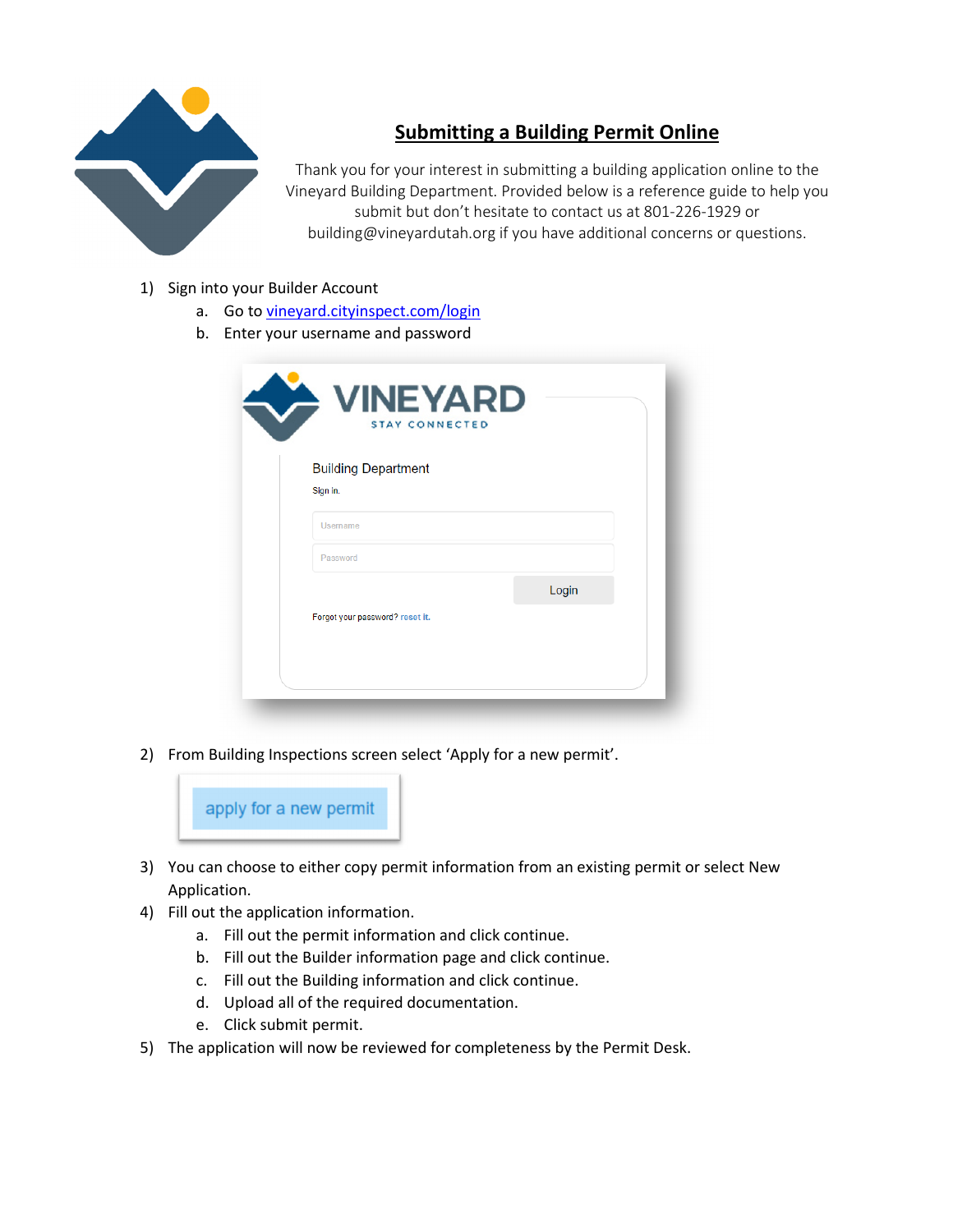# Submitting a Building Permit Online

Thank you for your interest in submitting a building application online to the Vineyard Building Department. Provided below is a reference guide to help you submit but don't hesitate to contact us at 801-226-1929 or building@vineyardutah.org if you have additional concerns or questions.

1) Sign into your Builder Account
   a. Go to [vineyard.cityinspect.com/login](vineyard.cityinspect.com/login)
   b. Enter your username and password

2) From Building Inspections screen select 'Apply for a new permit'.

3) You can choose to either copy permit information from an existing permit or select New Application.
4) Fill out the application information.
   a. Fill out the permit information and click continue.
   b. Fill out the Builder information page and click continue.
   c. Fill out the Building information and click continue.
   d. Upload all of the required documentation.
   e. Click submit permit.
5) The application will now be reviewed for completeness by the Permit Desk.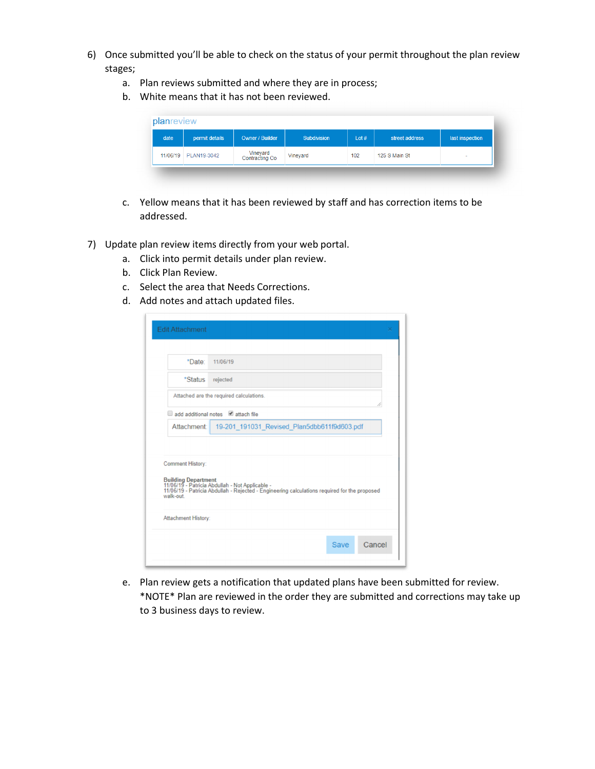6) Once submitted you'll be able to check on the status of your permit throughout the plan review stages;
   a. Plan reviews submitted and where they are in process;
   b. White means that it has not been reviewed.

planreview

| date | permit details | Owner / Builder | Subdivision | Lot # | street address | last inspection |
|---|---|---|---|---|---|---|
| 11/06/19 | PLAN19-3042 | Vineyard Contracting Co | Vineyard | 102 | 125 S Main St | - |

   c. Yellow means that it has been reviewed by staff and has correction items to be addressed.

7) Update plan review items directly from your web portal.
   a. Click into permit details under plan review.
   b. Click Plan Review.
   c. Select the area that Needs Corrections.
   d. Add notes and attach updated files.

Edit Attachment

*Date: 11/06/19

*Status: rejected

Attached are the required calculations.

add additional notes ☑ attach file

Attachment: 19-201_191031_Revised_Plan5dbb611f9d603.pdf

Comment History:

**Building Department**
11/06/19 - Patricia Abdullah - Not Applicable -
11/06/19 - Patricia Abdullah - Rejected - Engineering calculations required for the proposed walk-out.

Attachment History:

Save Cancel

   e. Plan review gets a notification that updated plans have been submitted for review. *NOTE* Plan are reviewed in the order they are submitted and corrections may take up to 3 business days to review.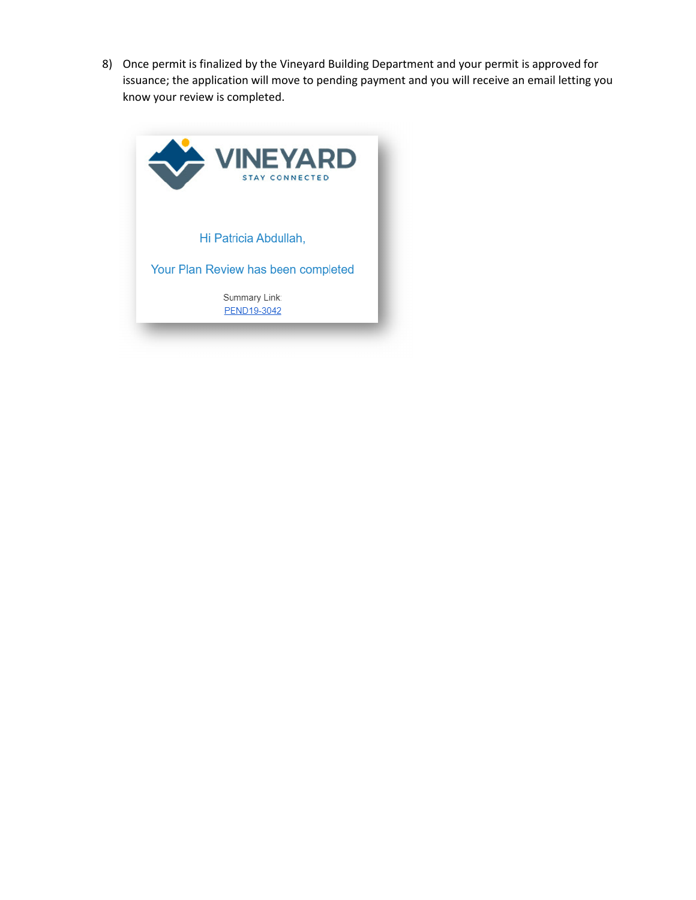8) Once permit is finalized by the Vineyard Building Department and your permit is approved for issuance; the application will move to pending payment and you will receive an email letting you know your review is completed.

VINEYARD
STAY CONNECTED

Hi Patricia Abdullah,

Your Plan Review has been completed

Summary Link:
PEND19-3042